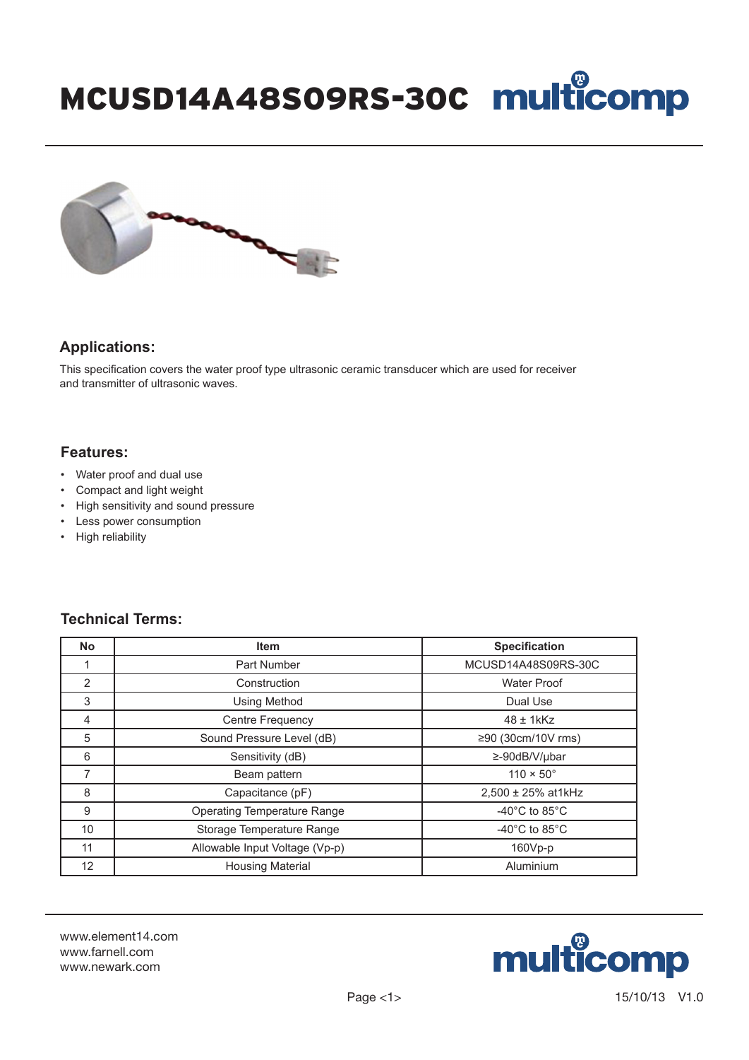# MCUSD14A48S09RS-30C

## Applications:

This specification covers the water proof type ultrasonic ceramic transducer which are used for receiver and transmitter of ultrasonic waves.

## Features:

- Water proof and dual use
- Compact and light weight
- High sensitivity and sound pressure
- Less power consumption
- High reliability

## Technical Terms:

| No | Item | Specification |
|---|---|---|
| 1 | Part Number | MCUSD14A48S09RS-30C |
| 2 | Construction | Water Proof |
| 3 | Using Method | Dual Use |
| 4 | Centre Frequency | 48 ± 1kKz |
| 5 | Sound Pressure Level (dB) | ≥90 (30cm/10V rms) |
| 6 | Sensitivity (dB) | ≥-90dB/V/μbar |
| 7 | Beam pattern | 110 × 50° |
| 8 | Capacitance (pF) | 2,500 ± 25% at1kHz |
| 9 | Operating Temperature Range | -40°C to 85°C |
| 10 | Storage Temperature Range | -40°C to 85°C |
| 11 | Allowable Input Voltage (Vp-p) | 160Vp-p |
| 12 | Housing Material | Aluminium |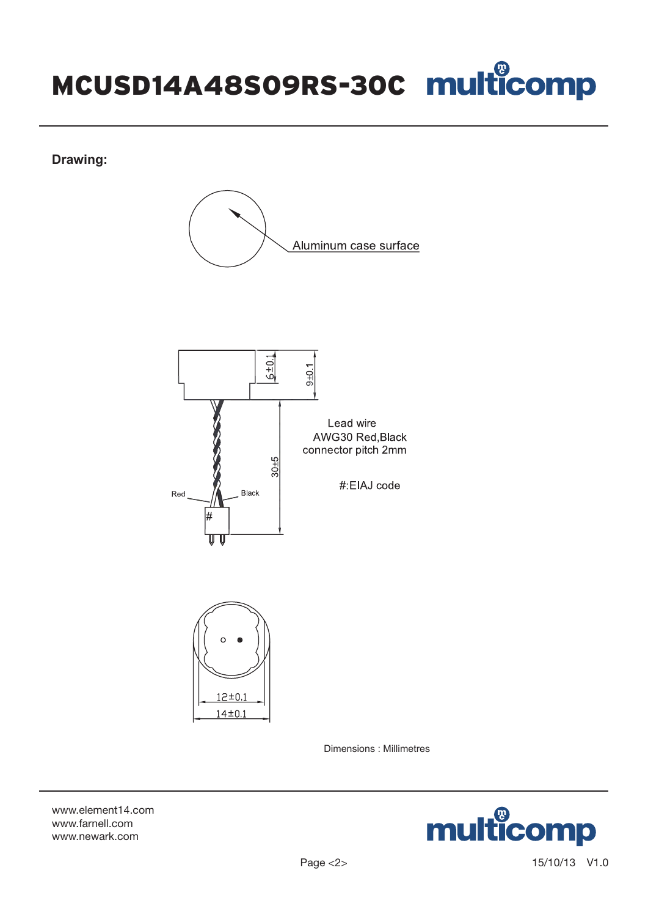# MCUSD14A48S09RS-30C

## Drawing:

Aluminum case surface

6±0.1

9±0.1

Lead wire
AWG30 Red,Black
connector pitch 2mm

30±5

#:EIAJ code

Red

Black

#

12±0.1

14±0.1

Dimensions : Millimetres

www.element14.com
www.farnell.com
www.newark.com

15/10/13 V1.0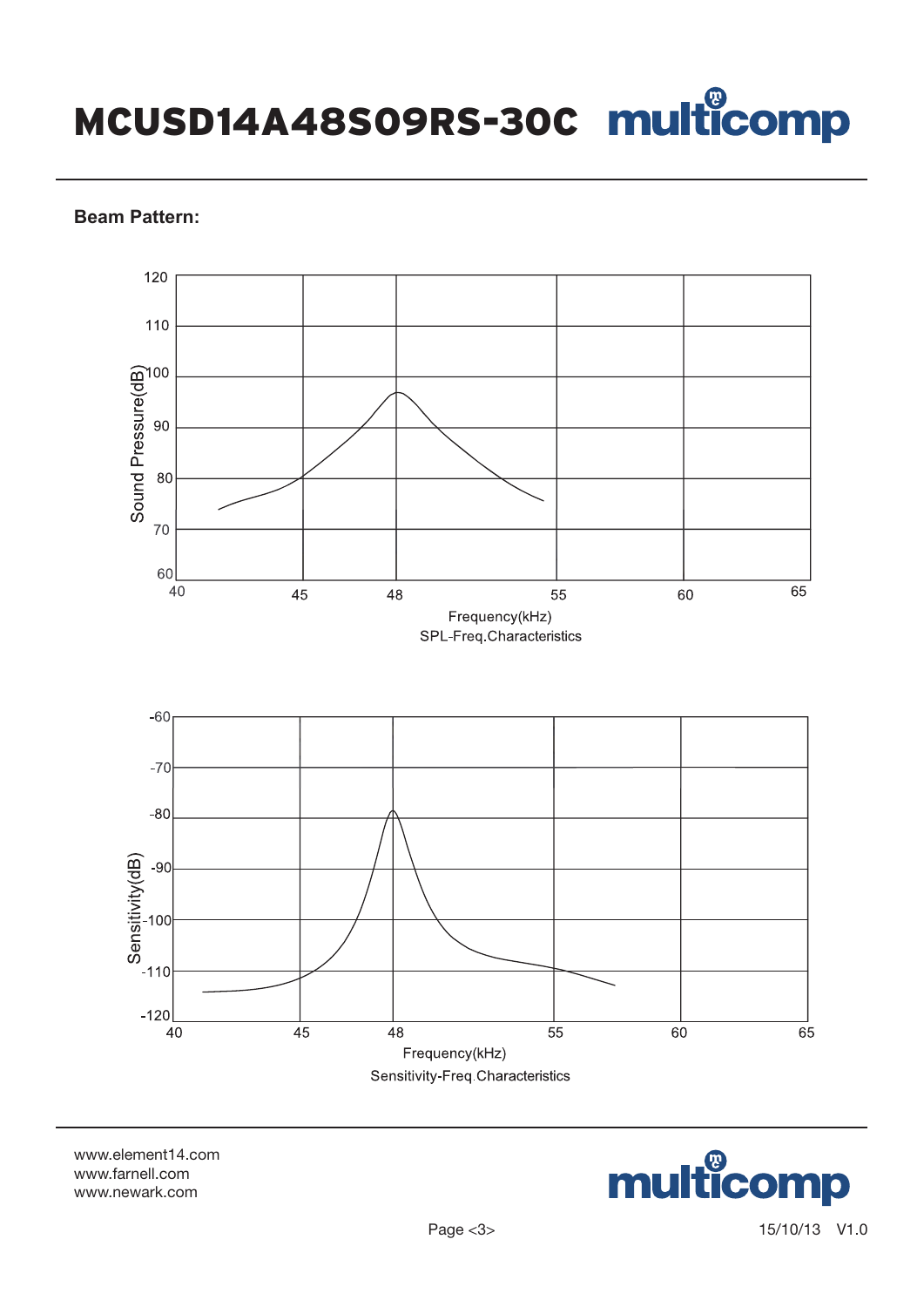# MCUSD14A48S09RS-30C

**Beam Pattern:**

Frequency(kHz)

SPL-Freq.Characteristics

Frequency(kHz)

Sensitivity-Freq.Characteristics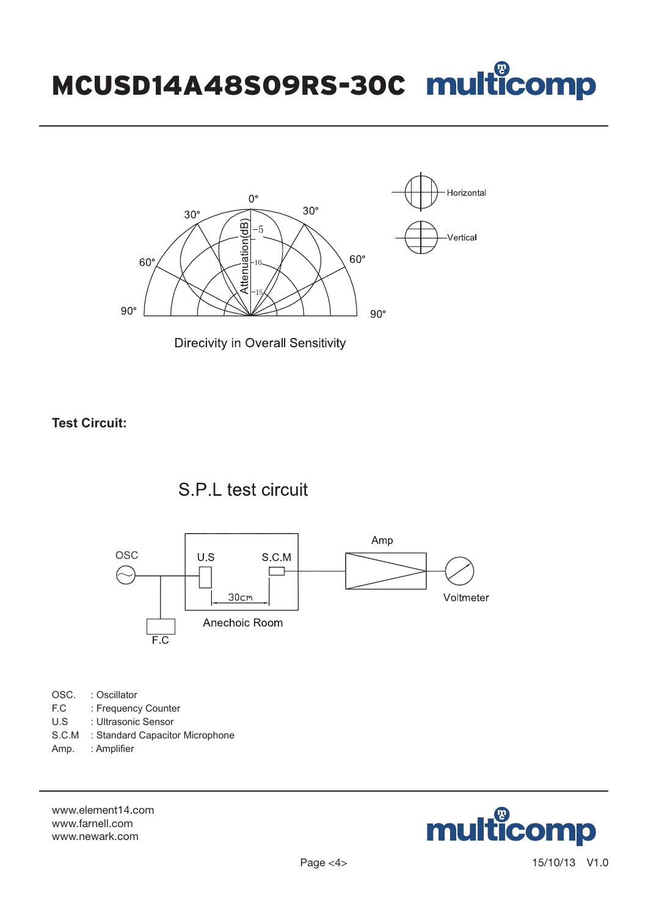Direcivity in Overall Sensitivity

**Test Circuit:**

S.P.L test circuit

OSC. : Oscillator
F.C : Frequency Counter
U.S : Ultrasonic Sensor
S.C.M : Standard Capacitor Microphone
Amp. : Amplifier

www.element14.com
www.farnell.com
www.newark.com

15/10/13 V1.0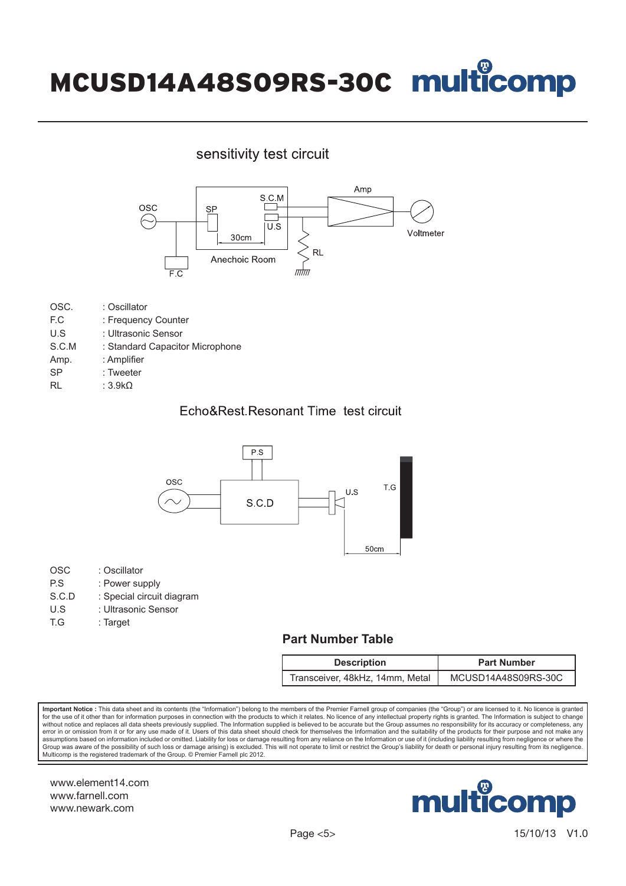## sensitivity test circuit

OSC

SP

S.C.M

U.S

30cm

Anechoic Room

Amp

Voltmeter

RL

F.C

| | |
|---|---|
| OSC. | : Oscillator |
| F.C | : Frequency Counter |
| U.S | : Ultrasonic Sensor |
| S.C.M | : Standard Capacitor Microphone |
| Amp. | : Amplifier |
| SP | : Tweeter |
| RL | : 3.9kΩ |

## Echo&Rest.Resonant Time test circuit

P.S

OSC

S.C.D

U.S

T.G

50cm

| | |
|---|---|
| OSC | : Oscillator |
| P.S | : Power supply |
| S.C.D | : Special circuit diagram |
| U.S | : Ultrasonic Sensor |
| T.G | : Target |

### Part Number Table

| Description | Part Number |
|---|---|
| Transceiver, 48kHz, 14mm, Metal | MCUSD14A48S09RS-30C |

**Important Notice :** This data sheet and its contents (the "Information") belong to the members of the Premier Farnell group of companies (the "Group") or are licensed to it. No licence is granted for the use of it other than for information purposes in connection with the products to which it relates. No licence of any intellectual property rights is granted. The Information is subject to change without notice and replaces all data sheets previously supplied. The Information supplied is believed to be accurate but the Group assumes no responsibility for its accuracy or completeness, any error in or omission from it or for any use made of it. Users of this data sheet should check for themselves the Information and the suitability of the products for their purpose and not make any assumptions based on information included or omitted. Liability for loss or damage resulting from any reliance on the Information or use of it (including liability resulting from negligence or where the Group was aware of the possibility of such loss or damage arising) is excluded. This will not operate to limit or restrict the Group's liability for death or personal injury resulting from its negligence. Multicomp is the registered trademark of the Group. © Premier Farnell plc 2012.

www.element14.com
www.farnell.com
www.newark.com

15/10/13 V1.0